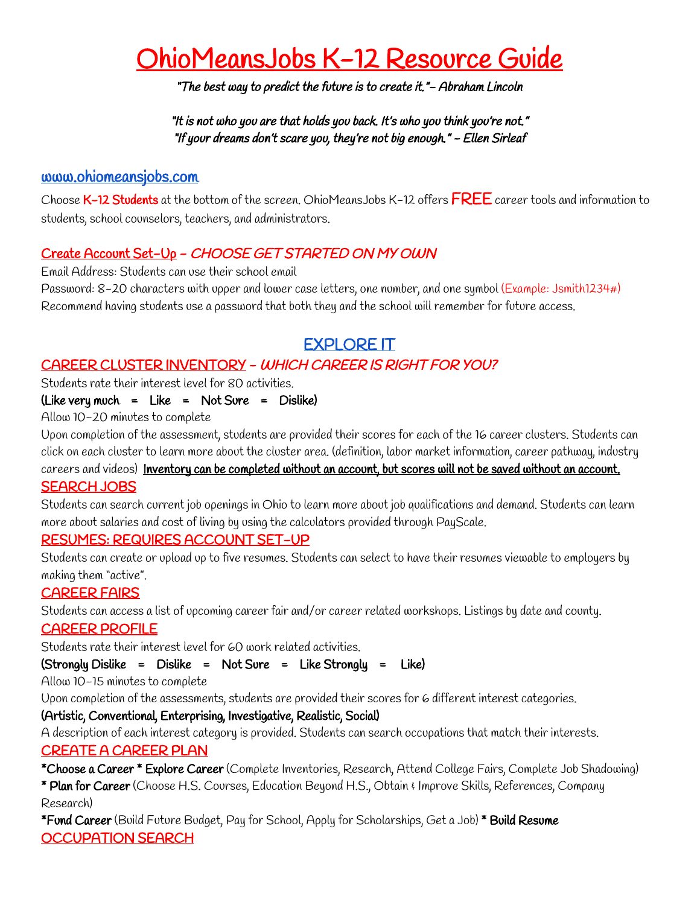# OhioMeansJobs K-12 Resource Guide

*"The best way to predict the future is to create it."- Abraham Lincoln*

*"It is not who you are that holds you back. It's who you think you're not."*
*"If your dreams don't scare you, they're not big enough." – Ellen Sirleaf*

## www.ohiomeansjobs.com

Choose **K-12 Students** at the bottom of the screen. OhioMeansJobs K-12 offers **FREE** career tools and information to students, school counselors, teachers, and administrators.

### Create Account Set-Up - *CHOOSE GET STARTED ON MY OWN*

Email Address: Students can use their school email
Password: 8-20 characters with upper and lower case letters, one number, and one symbol (Example: Jsmith1234#)
Recommend having students use a password that both they and the school will remember for future access.

## EXPLORE IT

### CAREER CLUSTER INVENTORY - *WHICH CAREER IS RIGHT FOR YOU?*

Students rate their interest level for 80 activities.

**(Like very much = Like = Not Sure = Dislike)**

Allow 10-20 minutes to complete

Upon completion of the assessment, students are provided their scores for each of the 16 career clusters. Students can click on each cluster to learn more about the cluster area. (definition, labor market information, career pathway, industry careers and videos) **Inventory can be completed without an account, but scores will not be saved without an account.**

### SEARCH JOBS

Students can search current job openings in Ohio to learn more about job qualifications and demand. Students can learn more about salaries and cost of living by using the calculators provided through PayScale.

### RESUMES: REQUIRES ACCOUNT SET-UP

Students can create or upload up to five resumes. Students can select to have their resumes viewable to employers by making them "active".

### CAREER FAIRS

Students can access a list of upcoming career fair and/or career related workshops. Listings by date and county.

### CAREER PROFILE

Students rate their interest level for 60 work related activities.

**(Strongly Dislike = Dislike = Not Sure = Like Strongly = Like)**

Allow 10-15 minutes to complete

Upon completion of the assessments, students are provided their scores for 6 different interest categories.

**(Artistic, Conventional, Enterprising, Investigative, Realistic, Social)**

A description of each interest category is provided. Students can search occupations that match their interests.

### CREATE A CAREER PLAN

**\*Choose a Career \* Explore Career** (Complete Inventories, Research, Attend College Fairs, Complete Job Shadowing)
**\* Plan for Career** (Choose H.S. Courses, Education Beyond H.S., Obtain & Improve Skills, References, Company Research)
**\*Fund Career** (Build Future Budget, Pay for School, Apply for Scholarships, Get a Job) **\* Build Resume**

### OCCUPATION SEARCH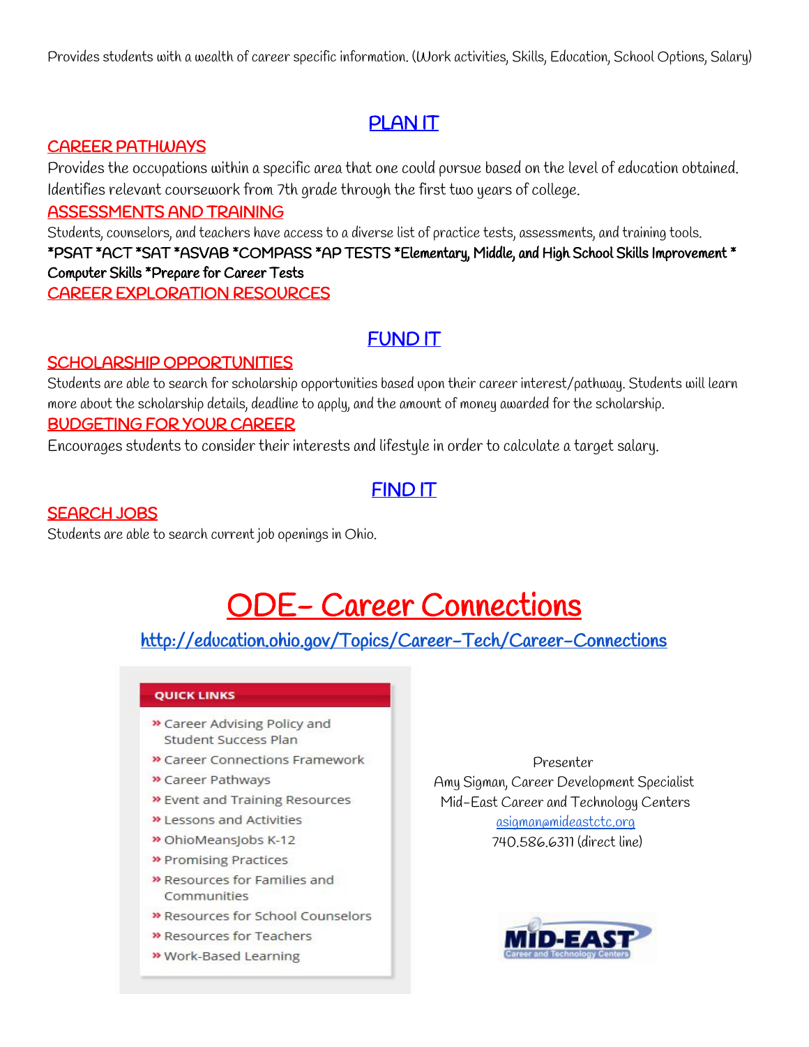Provides students with a wealth of career specific information. (Work activities, Skills, Education, School Options, Salary)

## PLAN IT

### CAREER PATHWAYS

Provides the occupations within a specific area that one could pursue based on the level of education obtained. Identifies relevant coursework from 7th grade through the first two years of college.

### ASSESSMENTS AND TRAINING

Students, counselors, and teachers have access to a diverse list of practice tests, assessments, and training tools.

**\*PSAT \*ACT \*SAT \*ASVAB \*COMPASS \*AP TESTS \*Elementary, Middle, and High School Skills Improvement \* Computer Skills \*Prepare for Career Tests**

### CAREER EXPLORATION RESOURCES

## FUND IT

### SCHOLARSHIP OPPORTUNITIES

Students are able to search for scholarship opportunities based upon their career interest/pathway. Students will learn more about the scholarship details, deadline to apply, and the amount of money awarded for the scholarship.

### BUDGETING FOR YOUR CAREER

Encourages students to consider their interests and lifestyle in order to calculate a target salary.

## FIND IT

### SEARCH JOBS

Students are able to search current job openings in Ohio.

# ODE- Career Connections

http://education.ohio.gov/Topics/Career-Tech/Career-Connections

**QUICK LINKS**

- Career Advising Policy and Student Success Plan
- Career Connections Framework
- Career Pathways
- Event and Training Resources
- Lessons and Activities
- OhioMeansJobs K-12
- Promising Practices
- Resources for Families and Communities
- Resources for School Counselors
- Resources for Teachers
- Work-Based Learning

Presenter
Amy Sigman, Career Development Specialist
Mid-East Career and Technology Centers
asigman@mideastctc.org
740.586.6311 (direct line)

MID-EAST
Career and Technology Centers